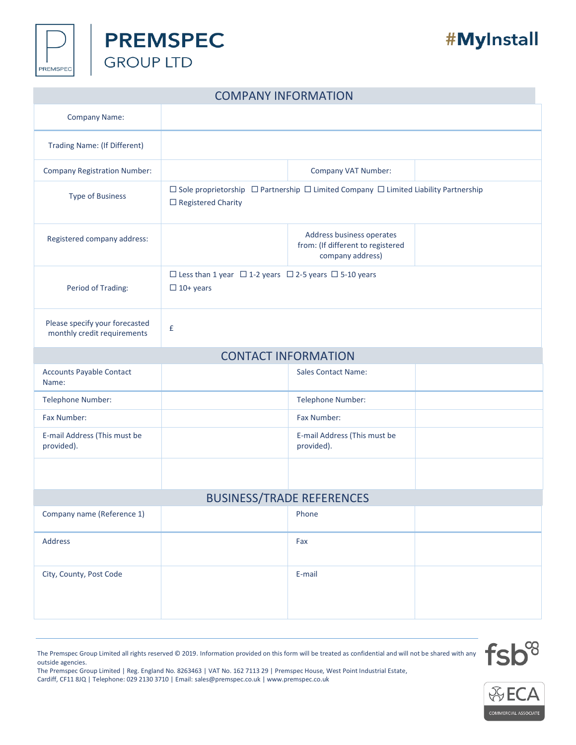# PREMSPEC GROUP LTD

**#MyInstall**

## COMPANY INFORMATION

| | | | |
|---|---|---|---|
| Company Name: | | | |
| Trading Name: (If Different) | | | |
| Company Registration Number: | | Company VAT Number: | |
| Type of Business | ☐ Sole proprietorship ☐ Partnership ☐ Limited Company ☐ Limited Liability Partnership ☐ Registered Charity | | |
| Registered company address: | | Address business operates from: (If different to registered company address) | |
| Period of Trading: | ☐ Less than 1 year ☐ 1-2 years ☐ 2-5 years ☐ 5-10 years ☐ 10+ years | | |
| Please specify your forecasted monthly credit requirements | £ | | |

## CONTACT INFORMATION

| | | | |
|---|---|---|---|
| Accounts Payable Contact Name: | | Sales Contact Name: | |
| Telephone Number: | | Telephone Number: | |
| Fax Number: | | Fax Number: | |
| E-mail Address (This must be provided). | | E-mail Address (This must be provided). | |
| | | | |

## BUSINESS/TRADE REFERENCES

| | | | |
|---|---|---|---|
| Company name (Reference 1) | | Phone | |
| Address | | Fax | |
| City, County, Post Code | | E-mail | |

The Premspec Group Limited all rights reserved © 2019. Information provided on this form will be treated as confidential and will not be shared with any outside agencies.
The Premspec Group Limited | Reg. England No. 8263463 | VAT No. 162 7113 29 | Premspec House, West Point Industrial Estate, Cardiff, CF11 8JQ | Telephone: 029 2130 3710 | Email: sales@premspec.co.uk | www.premspec.co.uk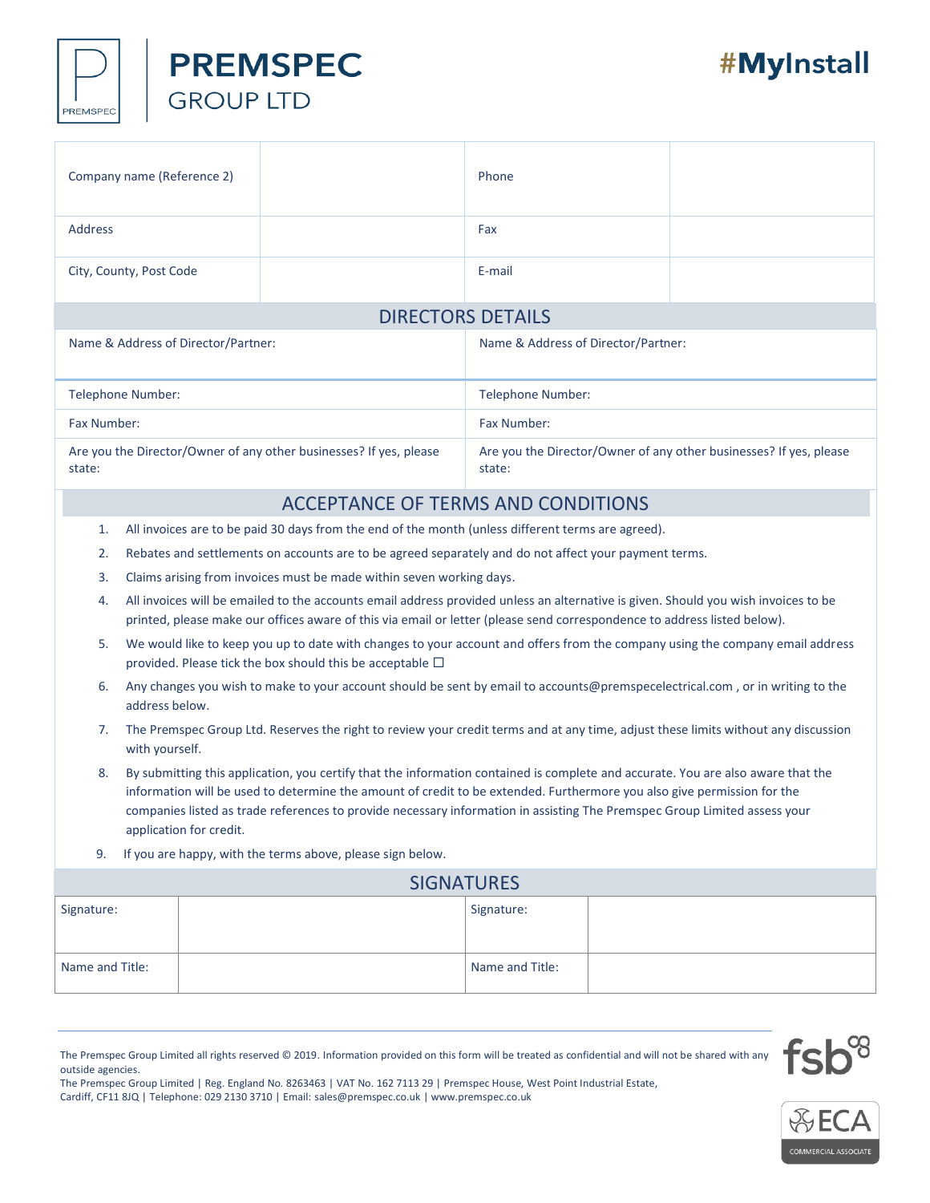# PREMSPEC GROUP LTD

**#MyInstall**

| Company name (Reference 2) | | Phone | |
|---|---|---|---|
| Address | | Fax | |
| City, County, Post Code | | E-mail | |

## DIRECTORS DETAILS

| | |
|---|---|
| Name & Address of Director/Partner: | Name & Address of Director/Partner: |
| Telephone Number: | Telephone Number: |
| Fax Number: | Fax Number: |
| Are you the Director/Owner of any other businesses? If yes, please state: | Are you the Director/Owner of any other businesses? If yes, please state: |

## ACCEPTANCE OF TERMS AND CONDITIONS

1. All invoices are to be paid 30 days from the end of the month (unless different terms are agreed).
2. Rebates and settlements on accounts are to be agreed separately and do not affect your payment terms.
3. Claims arising from invoices must be made within seven working days.
4. All invoices will be emailed to the accounts email address provided unless an alternative is given. Should you wish invoices to be printed, please make our offices aware of this via email or letter (please send correspondence to address listed below).
5. We would like to keep you up to date with changes to your account and offers from the company using the company email address provided. Please tick the box should this be acceptable ☐
6. Any changes you wish to make to your account should be sent by email to accounts@premspecelectrical.com , or in writing to the address below.
7. The Premspec Group Ltd. Reserves the right to review your credit terms and at any time, adjust these limits without any discussion with yourself.
8. By submitting this application, you certify that the information contained is complete and accurate. You are also aware that the information will be used to determine the amount of credit to be extended. Furthermore you also give permission for the companies listed as trade references to provide necessary information in assisting The Premspec Group Limited assess your application for credit.
9. If you are happy, with the terms above, please sign below.

## SIGNATURES

| Signature: | | Signature: | |
|---|---|---|---|
| Name and Title: | | Name and Title: | |

The Premspec Group Limited all rights reserved © 2019. Information provided on this form will be treated as confidential and will not be shared with any outside agencies.
The Premspec Group Limited | Reg. England No. 8263463 | VAT No. 162 7113 29 | Premspec House, West Point Industrial Estate, Cardiff, CF11 8JQ | Telephone: 029 2130 3710 | Email: sales@premspec.co.uk | www.premspec.co.uk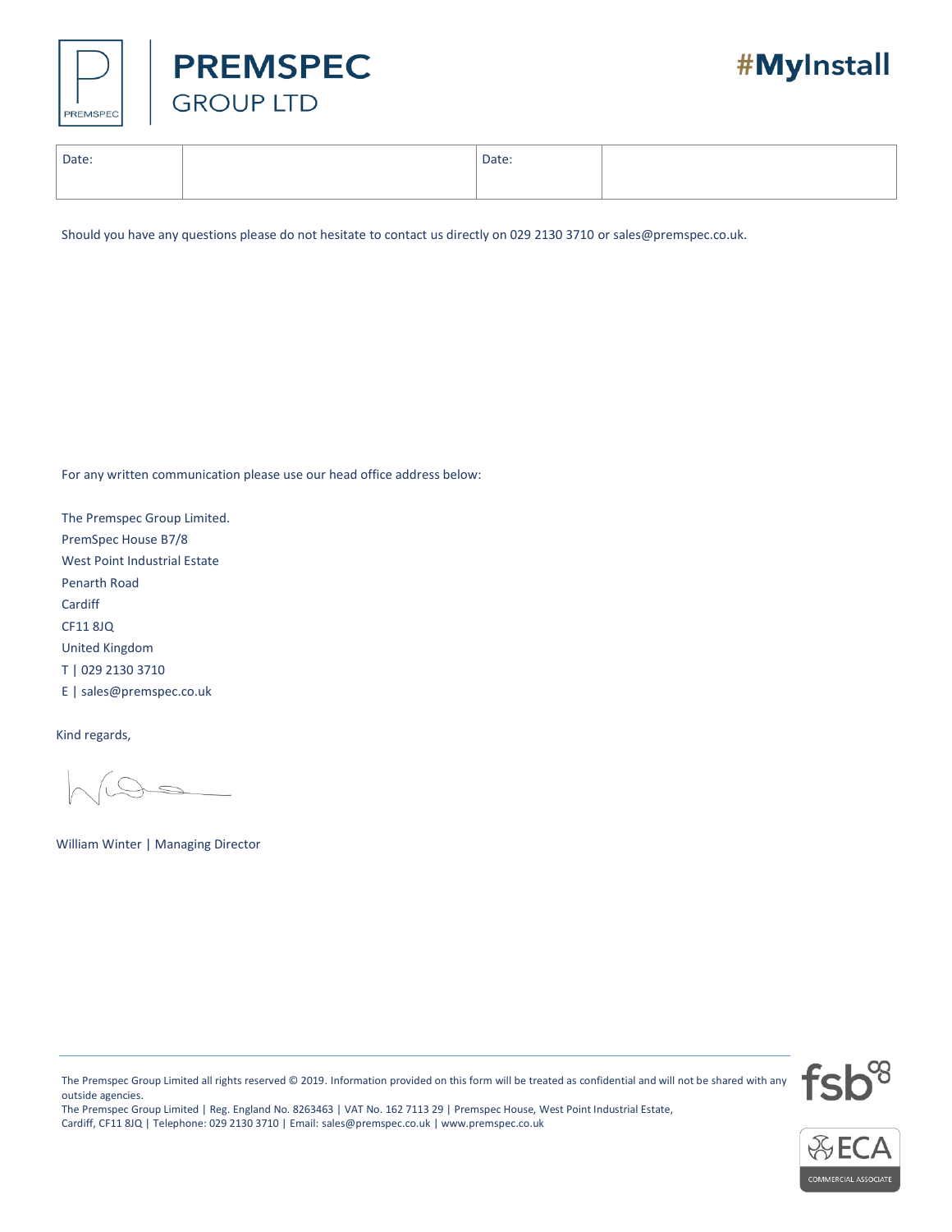| | | | |
|---|---|---|---|
| Date: | | Date: | |

Should you have any questions please do not hesitate to contact us directly on 029 2130 3710 or sales@premspec.co.uk.

For any written communication please use our head office address below:

The Premspec Group Limited.
PremSpec House B7/8
West Point Industrial Estate
Penarth Road
Cardiff
CF11 8JQ
United Kingdom
T | 029 2130 3710
E | sales@premspec.co.uk

Kind regards,

William Winter | Managing Director

The Premspec Group Limited all rights reserved © 2019. Information provided on this form will be treated as confidential and will not be shared with any outside agencies.
The Premspec Group Limited | Reg. England No. 8263463 | VAT No. 162 7113 29 | Premspec House, West Point Industrial Estate, Cardiff, CF11 8JQ | Telephone: 029 2130 3710 | Email: sales@premspec.co.uk | www.premspec.co.uk